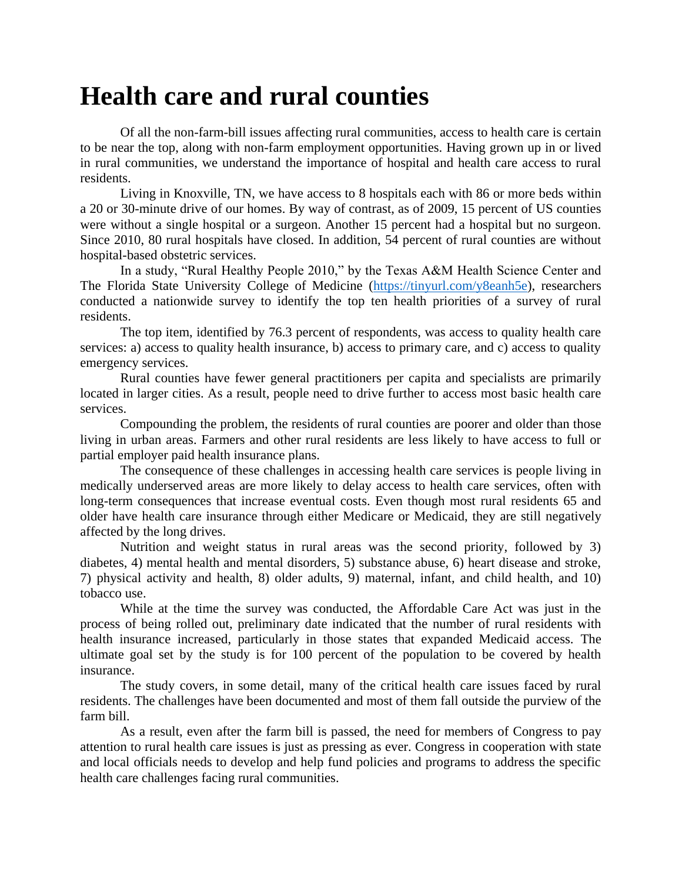# Health care and rural counties

Of all the non-farm-bill issues affecting rural communities, access to health care is certain to be near the top, along with non-farm employment opportunities. Having grown up in or lived in rural communities, we understand the importance of hospital and health care access to rural residents.

Living in Knoxville, TN, we have access to 8 hospitals each with 86 or more beds within a 20 or 30-minute drive of our homes. By way of contrast, as of 2009, 15 percent of US counties were without a single hospital or a surgeon. Another 15 percent had a hospital but no surgeon. Since 2010, 80 rural hospitals have closed. In addition, 54 percent of rural counties are without hospital-based obstetric services.

In a study, "Rural Healthy People 2010," by the Texas A&M Health Science Center and The Florida State University College of Medicine ([https://tinyurl.com/y8eanh5e](https://tinyurl.com/y8eanh5e)), researchers conducted a nationwide survey to identify the top ten health priorities of a survey of rural residents.

The top item, identified by 76.3 percent of respondents, was access to quality health care services: a) access to quality health insurance, b) access to primary care, and c) access to quality emergency services.

Rural counties have fewer general practitioners per capita and specialists are primarily located in larger cities. As a result, people need to drive further to access most basic health care services.

Compounding the problem, the residents of rural counties are poorer and older than those living in urban areas. Farmers and other rural residents are less likely to have access to full or partial employer paid health insurance plans.

The consequence of these challenges in accessing health care services is people living in medically underserved areas are more likely to delay access to health care services, often with long-term consequences that increase eventual costs. Even though most rural residents 65 and older have health care insurance through either Medicare or Medicaid, they are still negatively affected by the long drives.

Nutrition and weight status in rural areas was the second priority, followed by 3) diabetes, 4) mental health and mental disorders, 5) substance abuse, 6) heart disease and stroke, 7) physical activity and health, 8) older adults, 9) maternal, infant, and child health, and 10) tobacco use.

While at the time the survey was conducted, the Affordable Care Act was just in the process of being rolled out, preliminary date indicated that the number of rural residents with health insurance increased, particularly in those states that expanded Medicaid access. The ultimate goal set by the study is for 100 percent of the population to be covered by health insurance.

The study covers, in some detail, many of the critical health care issues faced by rural residents. The challenges have been documented and most of them fall outside the purview of the farm bill.

As a result, even after the farm bill is passed, the need for members of Congress to pay attention to rural health care issues is just as pressing as ever. Congress in cooperation with state and local officials needs to develop and help fund policies and programs to address the specific health care challenges facing rural communities.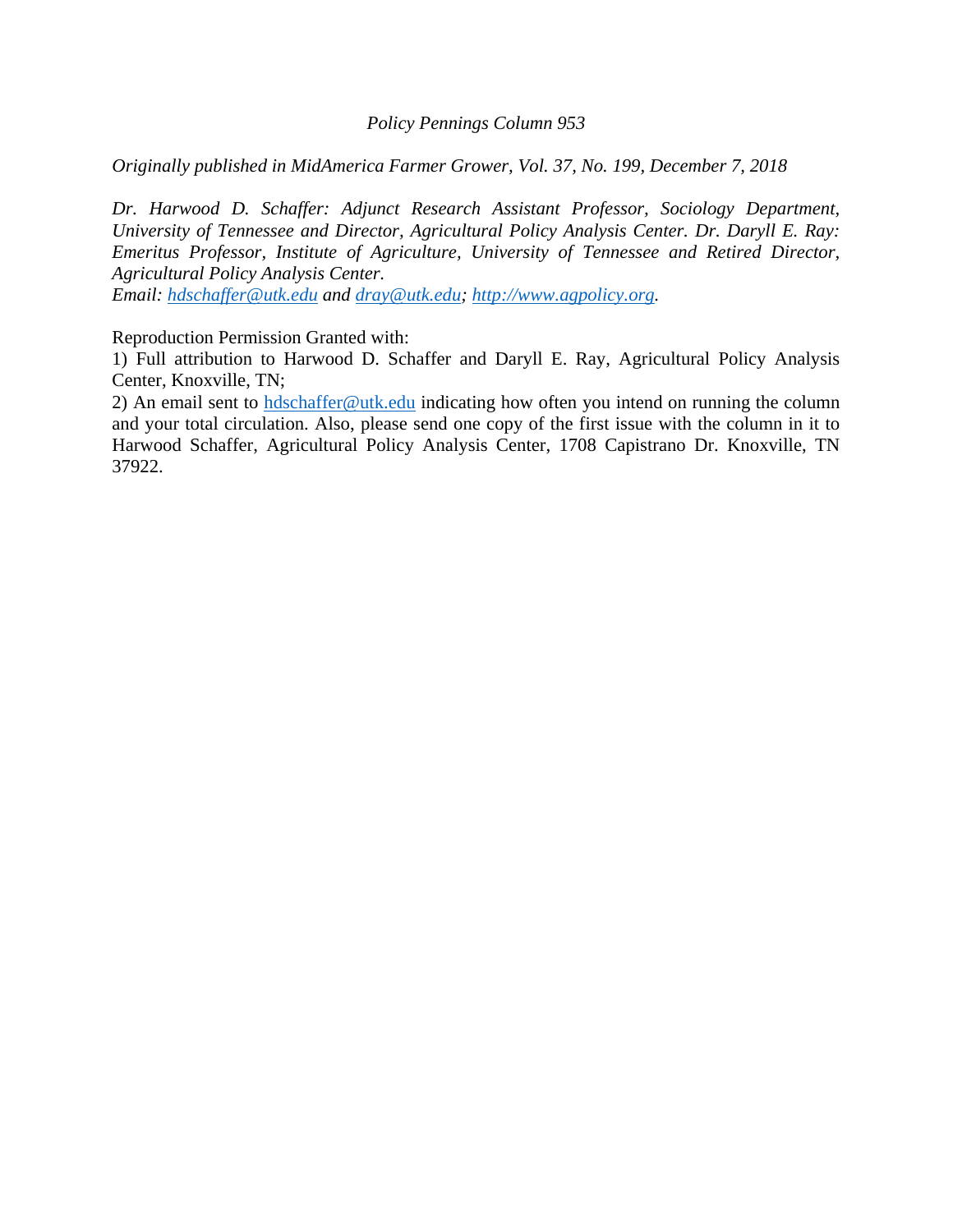*Policy Pennings Column 953*

*Originally published in MidAmerica Farmer Grower, Vol. 37, No. 199, December 7, 2018*

*Dr. Harwood D. Schaffer: Adjunct Research Assistant Professor, Sociology Department, University of Tennessee and Director, Agricultural Policy Analysis Center. Dr. Daryll E. Ray: Emeritus Professor, Institute of Agriculture, University of Tennessee and Retired Director, Agricultural Policy Analysis Center.*
*Email: hdschaffer@utk.edu and dray@utk.edu; http://www.agpolicy.org.*

Reproduction Permission Granted with:
1) Full attribution to Harwood D. Schaffer and Daryll E. Ray, Agricultural Policy Analysis Center, Knoxville, TN;
2) An email sent to hdschaffer@utk.edu indicating how often you intend on running the column and your total circulation. Also, please send one copy of the first issue with the column in it to Harwood Schaffer, Agricultural Policy Analysis Center, 1708 Capistrano Dr. Knoxville, TN 37922.